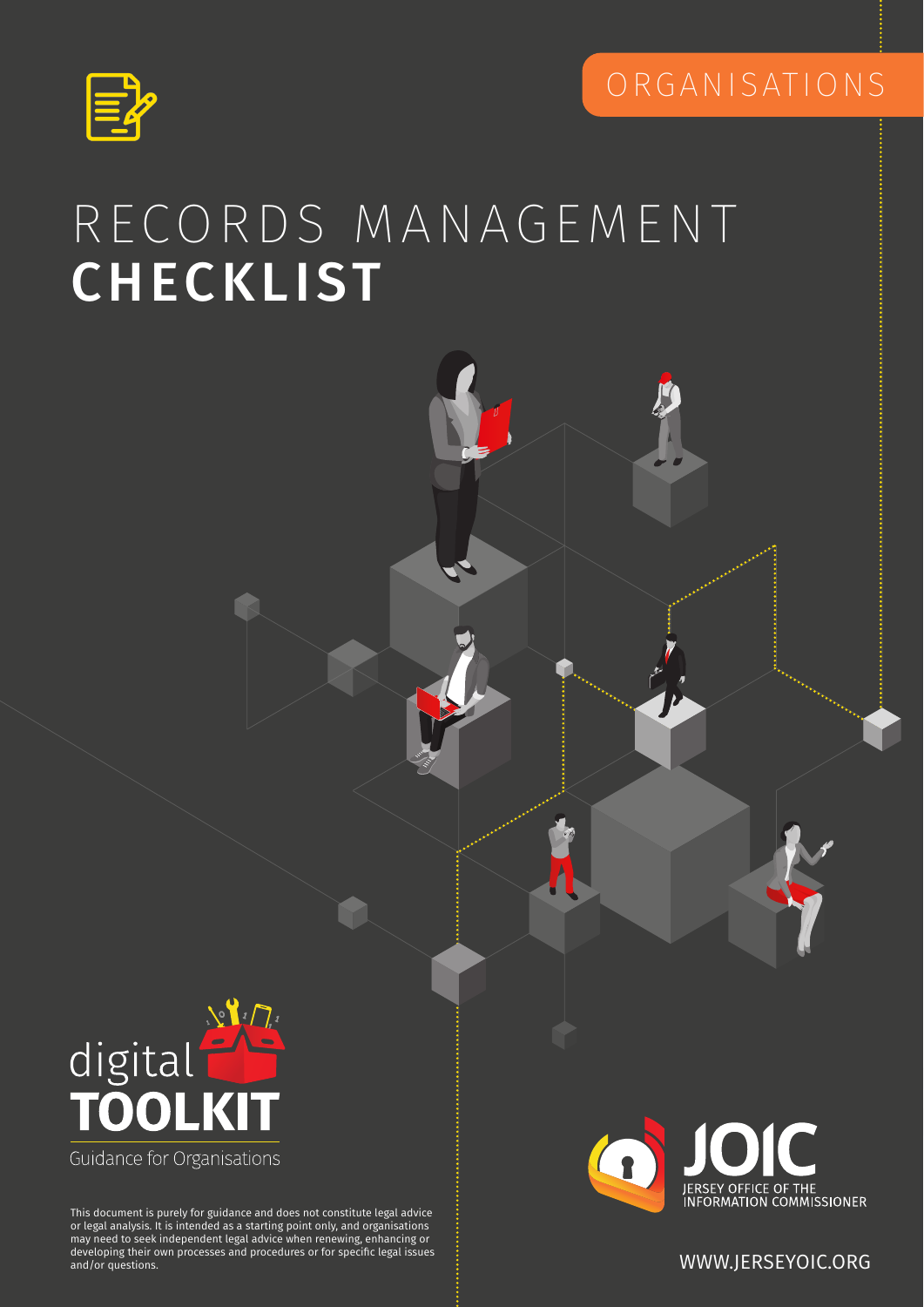ORGANISATIONS

# RECORDS MANAGEMENT **CHECKLIST**

digital **TOOLKIT**

Guidance for Organisations

JOIC

JERSEY OFFICE OF THE INFORMATION COMMISSIONER

This document is purely for guidance and does not constitute legal advice or legal analysis. It is intended as a starting point only, and organisations may need to seek independent legal advice when renewing, enhancing or developing their own processes and procedures or for specific legal issues and/or questions.

WWW.JERSEYOIC.ORG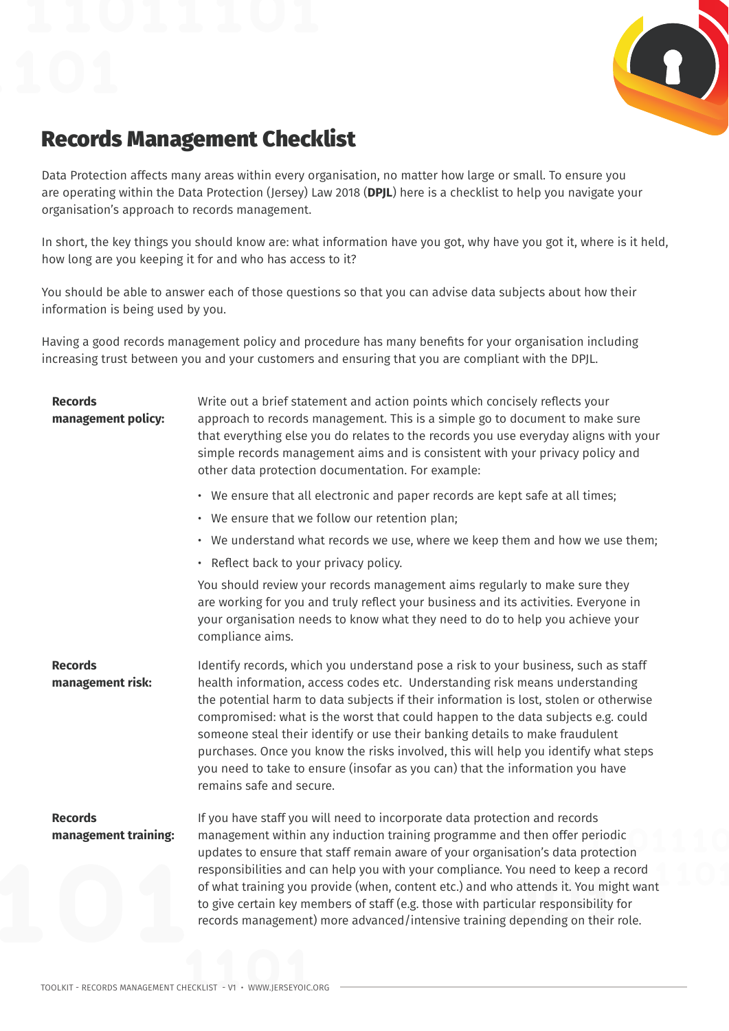# Records Management Checklist

Data Protection affects many areas within every organisation, no matter how large or small. To ensure you are operating within the Data Protection (Jersey) Law 2018 (**DPJL**) here is a checklist to help you navigate your organisation's approach to records management.

In short, the key things you should know are: what information have you got, why have you got it, where is it held, how long are you keeping it for and who has access to it?

You should be able to answer each of those questions so that you can advise data subjects about how their information is being used by you.

Having a good records management policy and procedure has many benefits for your organisation including increasing trust between you and your customers and ensuring that you are compliant with the DPJL.

**Records management policy:**

Write out a brief statement and action points which concisely reflects your approach to records management. This is a simple go to document to make sure that everything else you do relates to the records you use everyday aligns with your simple records management aims and is consistent with your privacy policy and other data protection documentation. For example:

- We ensure that all electronic and paper records are kept safe at all times;
- We ensure that we follow our retention plan;
- We understand what records we use, where we keep them and how we use them;
- Reflect back to your privacy policy.

You should review your records management aims regularly to make sure they are working for you and truly reflect your business and its activities. Everyone in your organisation needs to know what they need to do to help you achieve your compliance aims.

**Records management risk:**

Identify records, which you understand pose a risk to your business, such as staff health information, access codes etc. Understanding risk means understanding the potential harm to data subjects if their information is lost, stolen or otherwise compromised: what is the worst that could happen to the data subjects e.g. could someone steal their identify or use their banking details to make fraudulent purchases. Once you know the risks involved, this will help you identify what steps you need to take to ensure (insofar as you can) that the information you have remains safe and secure.

**Records management training:**

If you have staff you will need to incorporate data protection and records management within any induction training programme and then offer periodic updates to ensure that staff remain aware of your organisation's data protection responsibilities and can help you with your compliance. You need to keep a record of what training you provide (when, content etc.) and who attends it. You might want to give certain key members of staff (e.g. those with particular responsibility for records management) more advanced/intensive training depending on their role.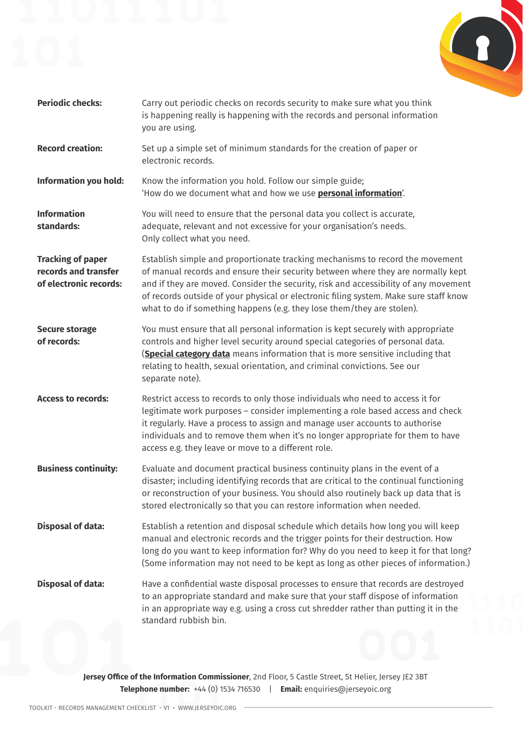| | |
|---|---|
| **Periodic checks:** | Carry out periodic checks on records security to make sure what you think is happening really is happening with the records and personal information you are using. |
| **Record creation:** | Set up a simple set of minimum standards for the creation of paper or electronic records. |
| **Information you hold:** | Know the information you hold. Follow our simple guide; 'How do we document what and how we use **personal information**'. |
| **Information standards:** | You will need to ensure that the personal data you collect is accurate, adequate, relevant and not excessive for your organisation's needs. Only collect what you need. |
| **Tracking of paper records and transfer of electronic records:** | Establish simple and proportionate tracking mechanisms to record the movement of manual records and ensure their security between where they are normally kept and if they are moved. Consider the security, risk and accessibility of any movement of records outside of your physical or electronic filing system. Make sure staff know what to do if something happens (e.g. they lose them/they are stolen). |
| **Secure storage of records:** | You must ensure that all personal information is kept securely with appropriate controls and higher level security around special categories of personal data. (**Special category data** means information that is more sensitive including that relating to health, sexual orientation, and criminal convictions. See our separate note). |
| **Access to records:** | Restrict access to records to only those individuals who need to access it for legitimate work purposes – consider implementing a role based access and check it regularly. Have a process to assign and manage user accounts to authorise individuals and to remove them when it's no longer appropriate for them to have access e.g. they leave or move to a different role. |
| **Business continuity:** | Evaluate and document practical business continuity plans in the event of a disaster; including identifying records that are critical to the continual functioning or reconstruction of your business. You should also routinely back up data that is stored electronically so that you can restore information when needed. |
| **Disposal of data:** | Establish a retention and disposal schedule which details how long you will keep manual and electronic records and the trigger points for their destruction. How long do you want to keep information for? Why do you need to keep it for that long? (Some information may not need to be kept as long as other pieces of information.) |
| **Disposal of data:** | Have a confidential waste disposal processes to ensure that records are destroyed to an appropriate standard and make sure that your staff dispose of information in an appropriate way e.g. using a cross cut shredder rather than putting it in the standard rubbish bin. |

**Jersey Office of the Information Commissioner**, 2nd Floor, 5 Castle Street, St Helier, Jersey JE2 3BT
**Telephone number:** +44 (0) 1534 716530 | **Email:** enquiries@jerseyoic.org